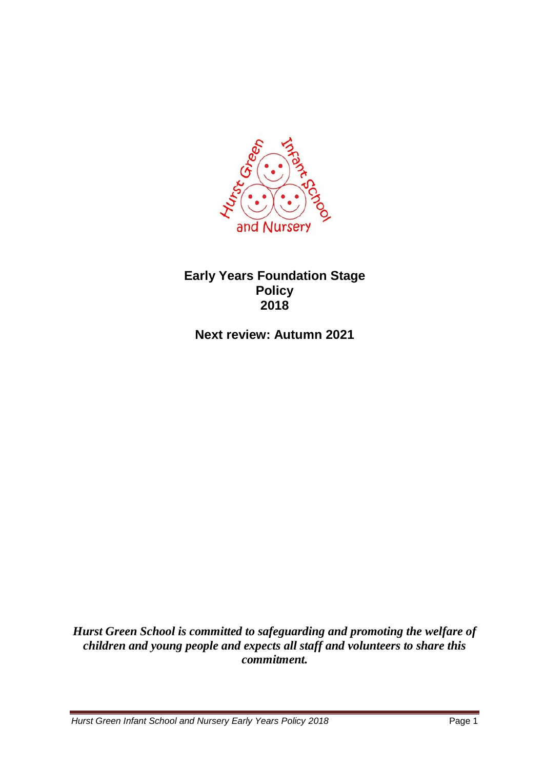# Early Years Foundation Stage Policy 2018

**Next review: Autumn 2021**

***Hurst Green School is committed to safeguarding and promoting the welfare of children and young people and expects all staff and volunteers to share this commitment.***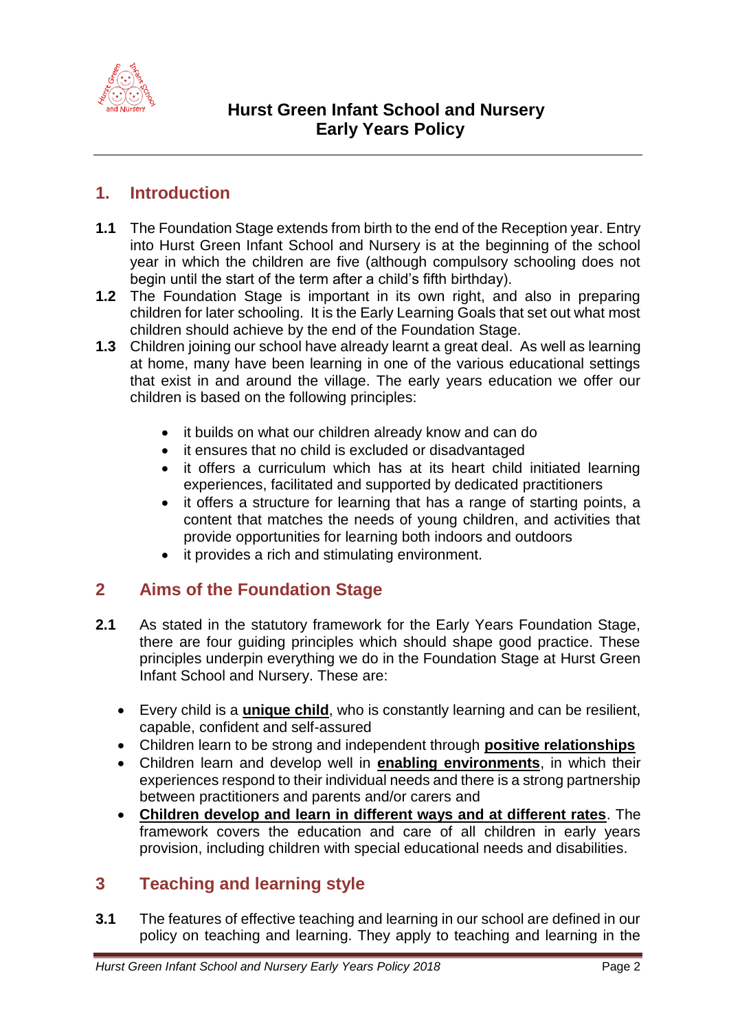**Hurst Green Infant School and Nursery**
**Early Years Policy**

## 1. Introduction

**1.1** The Foundation Stage extends from birth to the end of the Reception year. Entry into Hurst Green Infant School and Nursery is at the beginning of the school year in which the children are five (although compulsory schooling does not begin until the start of the term after a child's fifth birthday).

**1.2** The Foundation Stage is important in its own right, and also in preparing children for later schooling. It is the Early Learning Goals that set out what most children should achieve by the end of the Foundation Stage.

**1.3** Children joining our school have already learnt a great deal. As well as learning at home, many have been learning in one of the various educational settings that exist in and around the village. The early years education we offer our children is based on the following principles:

- it builds on what our children already know and can do
- it ensures that no child is excluded or disadvantaged
- it offers a curriculum which has at its heart child initiated learning experiences, facilitated and supported by dedicated practitioners
- it offers a structure for learning that has a range of starting points, a content that matches the needs of young children, and activities that provide opportunities for learning both indoors and outdoors
- it provides a rich and stimulating environment.

## 2 Aims of the Foundation Stage

**2.1** As stated in the statutory framework for the Early Years Foundation Stage, there are four guiding principles which should shape good practice. These principles underpin everything we do in the Foundation Stage at Hurst Green Infant School and Nursery. These are:

- Every child is a **unique child**, who is constantly learning and can be resilient, capable, confident and self-assured
- Children learn to be strong and independent through **positive relationships**
- Children learn and develop well in **enabling environments**, in which their experiences respond to their individual needs and there is a strong partnership between practitioners and parents and/or carers and
- **Children develop and learn in different ways and at different rates**. The framework covers the education and care of all children in early years provision, including children with special educational needs and disabilities.

## 3 Teaching and learning style

**3.1** The features of effective teaching and learning in our school are defined in our policy on teaching and learning. They apply to teaching and learning in the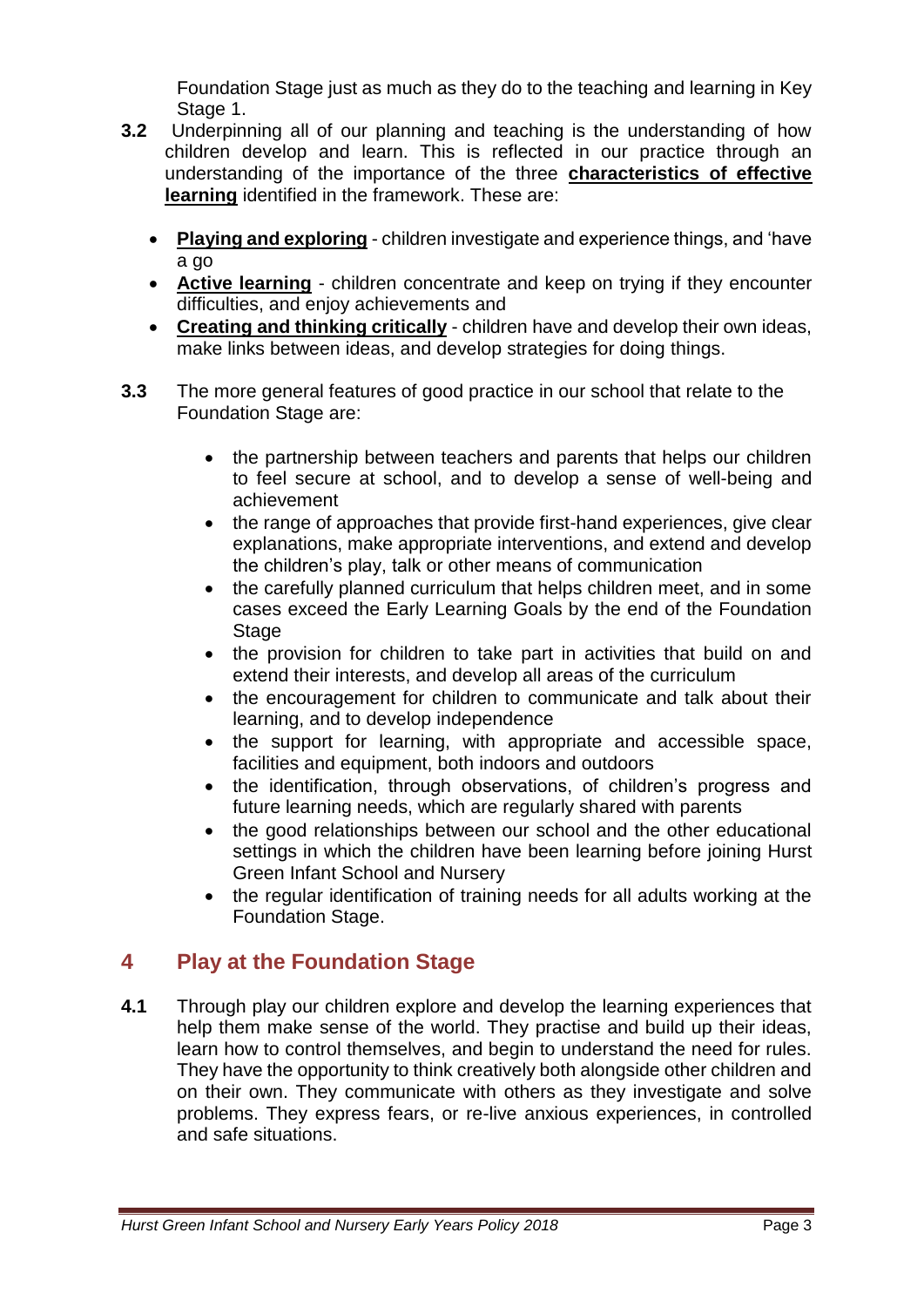Foundation Stage just as much as they do to the teaching and learning in Key Stage 1.

**3.2** Underpinning all of our planning and teaching is the understanding of how children develop and learn. This is reflected in our practice through an understanding of the importance of the three **characteristics of effective learning** identified in the framework. These are:

- **Playing and exploring** - children investigate and experience things, and 'have a go
- **Active learning** - children concentrate and keep on trying if they encounter difficulties, and enjoy achievements and
- **Creating and thinking critically** - children have and develop their own ideas, make links between ideas, and develop strategies for doing things.

**3.3** The more general features of good practice in our school that relate to the Foundation Stage are:

- the partnership between teachers and parents that helps our children to feel secure at school, and to develop a sense of well-being and achievement
- the range of approaches that provide first-hand experiences, give clear explanations, make appropriate interventions, and extend and develop the children's play, talk or other means of communication
- the carefully planned curriculum that helps children meet, and in some cases exceed the Early Learning Goals by the end of the Foundation Stage
- the provision for children to take part in activities that build on and extend their interests, and develop all areas of the curriculum
- the encouragement for children to communicate and talk about their learning, and to develop independence
- the support for learning, with appropriate and accessible space, facilities and equipment, both indoors and outdoors
- the identification, through observations, of children's progress and future learning needs, which are regularly shared with parents
- the good relationships between our school and the other educational settings in which the children have been learning before joining Hurst Green Infant School and Nursery
- the regular identification of training needs for all adults working at the Foundation Stage.

## 4 Play at the Foundation Stage

**4.1** Through play our children explore and develop the learning experiences that help them make sense of the world. They practise and build up their ideas, learn how to control themselves, and begin to understand the need for rules. They have the opportunity to think creatively both alongside other children and on their own. They communicate with others as they investigate and solve problems. They express fears, or re-live anxious experiences, in controlled and safe situations.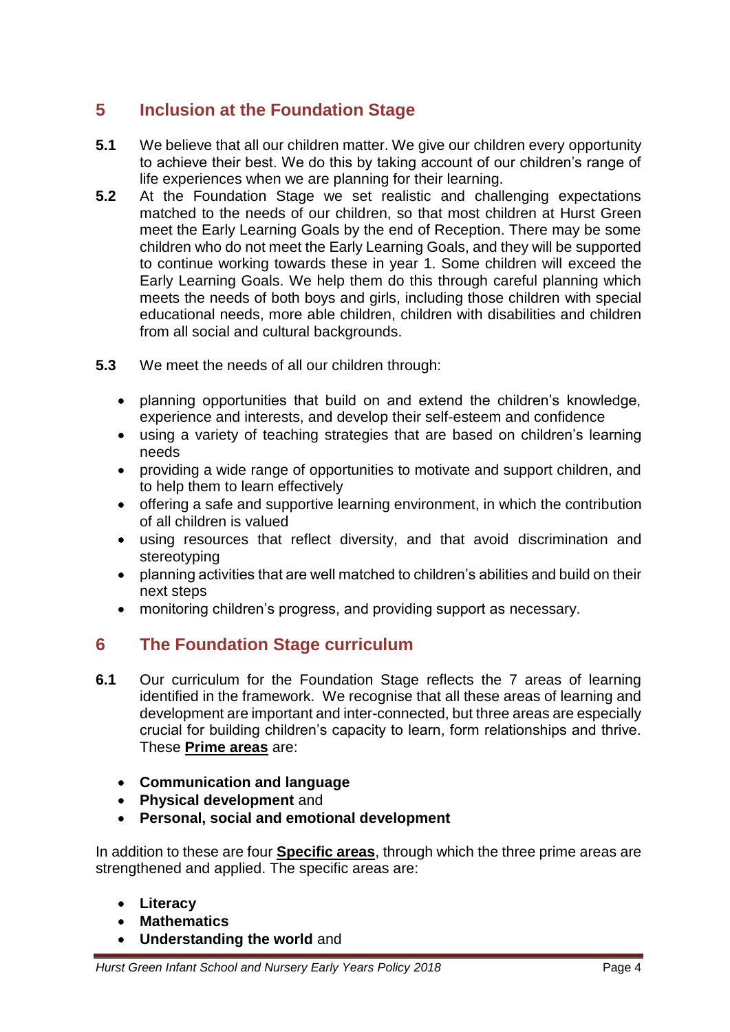## 5 Inclusion at the Foundation Stage

**5.1** We believe that all our children matter. We give our children every opportunity to achieve their best. We do this by taking account of our children's range of life experiences when we are planning for their learning.

**5.2** At the Foundation Stage we set realistic and challenging expectations matched to the needs of our children, so that most children at Hurst Green meet the Early Learning Goals by the end of Reception. There may be some children who do not meet the Early Learning Goals, and they will be supported to continue working towards these in year 1. Some children will exceed the Early Learning Goals. We help them do this through careful planning which meets the needs of both boys and girls, including those children with special educational needs, more able children, children with disabilities and children from all social and cultural backgrounds.

**5.3** We meet the needs of all our children through:

- planning opportunities that build on and extend the children's knowledge, experience and interests, and develop their self-esteem and confidence
- using a variety of teaching strategies that are based on children's learning needs
- providing a wide range of opportunities to motivate and support children, and to help them to learn effectively
- offering a safe and supportive learning environment, in which the contribution of all children is valued
- using resources that reflect diversity, and that avoid discrimination and stereotyping
- planning activities that are well matched to children's abilities and build on their next steps
- monitoring children's progress, and providing support as necessary.

## 6 The Foundation Stage curriculum

**6.1** Our curriculum for the Foundation Stage reflects the 7 areas of learning identified in the framework. We recognise that all these areas of learning and development are important and inter-connected, but three areas are especially crucial for building children's capacity to learn, form relationships and thrive. These **Prime areas** are:

- **Communication and language**
- **Physical development** and
- **Personal, social and emotional development**

In addition to these are four **Specific areas**, through which the three prime areas are strengthened and applied. The specific areas are:

- **Literacy**
- **Mathematics**
- **Understanding the world** and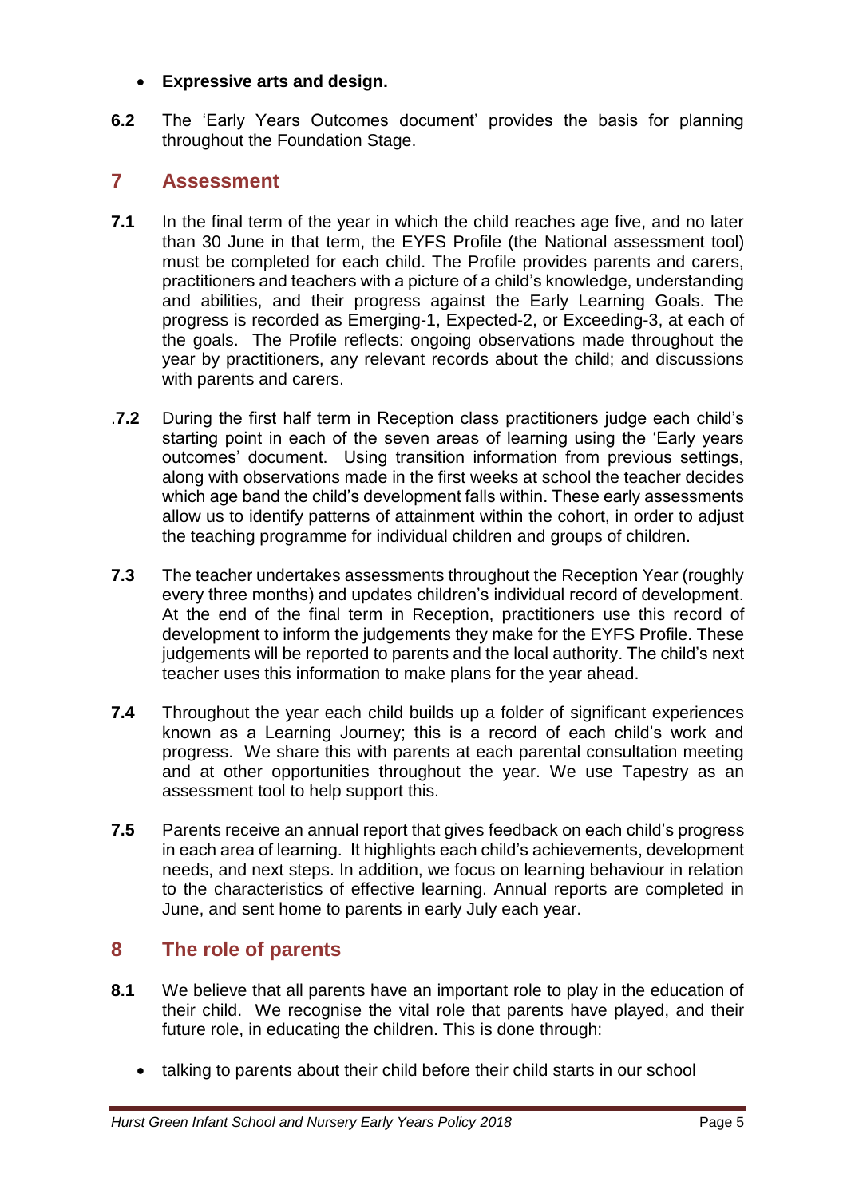- **Expressive arts and design.**

**6.2** The 'Early Years Outcomes document' provides the basis for planning throughout the Foundation Stage.

## 7 Assessment

**7.1** In the final term of the year in which the child reaches age five, and no later than 30 June in that term, the EYFS Profile (the National assessment tool) must be completed for each child. The Profile provides parents and carers, practitioners and teachers with a picture of a child's knowledge, understanding and abilities, and their progress against the Early Learning Goals. The progress is recorded as Emerging-1, Expected-2, or Exceeding-3, at each of the goals. The Profile reflects: ongoing observations made throughout the year by practitioners, any relevant records about the child; and discussions with parents and carers.

**.7.2** During the first half term in Reception class practitioners judge each child's starting point in each of the seven areas of learning using the 'Early years outcomes' document. Using transition information from previous settings, along with observations made in the first weeks at school the teacher decides which age band the child's development falls within. These early assessments allow us to identify patterns of attainment within the cohort, in order to adjust the teaching programme for individual children and groups of children.

**7.3** The teacher undertakes assessments throughout the Reception Year (roughly every three months) and updates children's individual record of development. At the end of the final term in Reception, practitioners use this record of development to inform the judgements they make for the EYFS Profile. These judgements will be reported to parents and the local authority. The child's next teacher uses this information to make plans for the year ahead.

**7.4** Throughout the year each child builds up a folder of significant experiences known as a Learning Journey; this is a record of each child's work and progress. We share this with parents at each parental consultation meeting and at other opportunities throughout the year. We use Tapestry as an assessment tool to help support this.

**7.5** Parents receive an annual report that gives feedback on each child's progress in each area of learning. It highlights each child's achievements, development needs, and next steps. In addition, we focus on learning behaviour in relation to the characteristics of effective learning. Annual reports are completed in June, and sent home to parents in early July each year.

## 8 The role of parents

**8.1** We believe that all parents have an important role to play in the education of their child. We recognise the vital role that parents have played, and their future role, in educating the children. This is done through:

- talking to parents about their child before their child starts in our school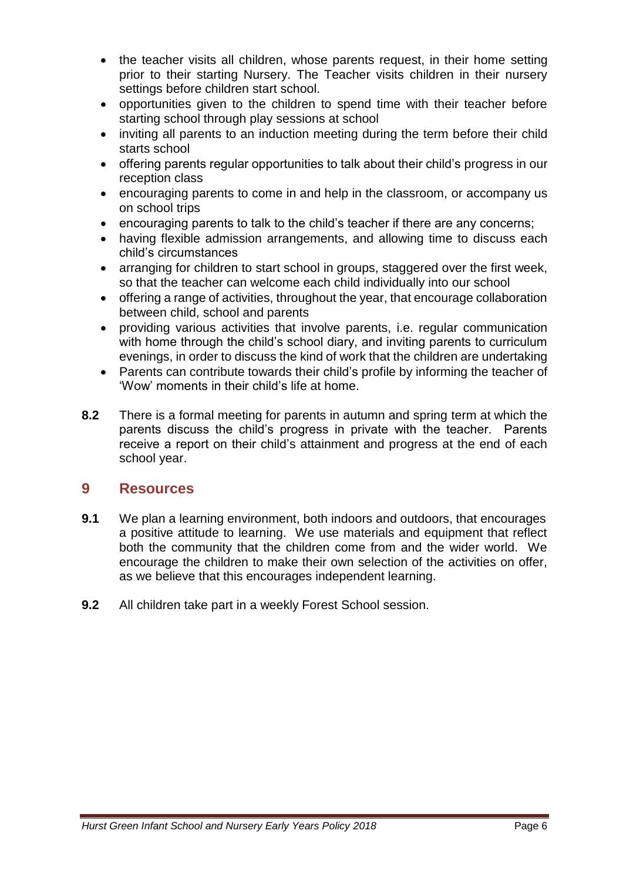- the teacher visits all children, whose parents request, in their home setting prior to their starting Nursery. The Teacher visits children in their nursery settings before children start school.
- opportunities given to the children to spend time with their teacher before starting school through play sessions at school
- inviting all parents to an induction meeting during the term before their child starts school
- offering parents regular opportunities to talk about their child's progress in our reception class
- encouraging parents to come in and help in the classroom, or accompany us on school trips
- encouraging parents to talk to the child's teacher if there are any concerns;
- having flexible admission arrangements, and allowing time to discuss each child's circumstances
- arranging for children to start school in groups, staggered over the first week, so that the teacher can welcome each child individually into our school
- offering a range of activities, throughout the year, that encourage collaboration between child, school and parents
- providing various activities that involve parents, i.e. regular communication with home through the child's school diary, and inviting parents to curriculum evenings, in order to discuss the kind of work that the children are undertaking
- Parents can contribute towards their child's profile by informing the teacher of 'Wow' moments in their child's life at home.

**8.2** There is a formal meeting for parents in autumn and spring term at which the parents discuss the child's progress in private with the teacher. Parents receive a report on their child's attainment and progress at the end of each school year.

## 9 Resources

**9.1** We plan a learning environment, both indoors and outdoors, that encourages a positive attitude to learning. We use materials and equipment that reflect both the community that the children come from and the wider world. We encourage the children to make their own selection of the activities on offer, as we believe that this encourages independent learning.

**9.2** All children take part in a weekly Forest School session.